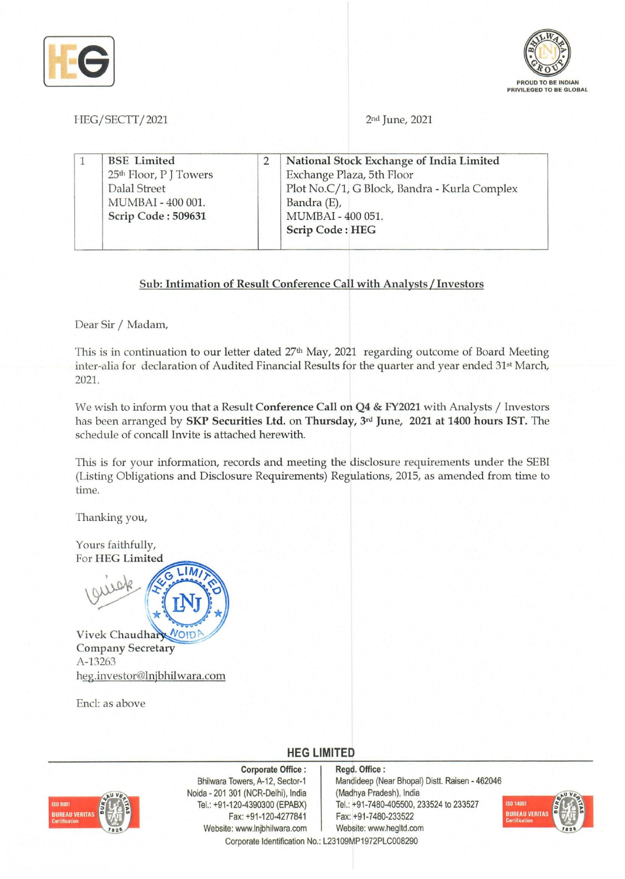HEG/SECTT/2021

2nd June, 2021

| 1 | **BSE Limited**<br>25th Floor, P J Towers<br>Dalal Street<br>MUMBAI - 400 001.<br>**Scrip Code : 509631** | 2 | **National Stock Exchange of India Limited**<br>Exchange Plaza, 5th Floor<br>Plot No.C/1, G Block, Bandra - Kurla Complex<br>Bandra (E),<br>MUMBAI - 400 051.<br>**Scrip Code : HEG** |
|---|---|---|---|

**Sub: Intimation of Result Conference Call with Analysts / Investors**

Dear Sir / Madam,

This is in continuation to our letter dated 27th May, 2021 regarding outcome of Board Meeting inter-alia for declaration of Audited Financial Results for the quarter and year ended 31st March, 2021.

We wish to inform you that a Result **Conference Call on Q4 & FY2021** with Analysts / Investors has been arranged by **SKP Securities Ltd.** on **Thursday, 3rd June, 2021 at 1400 hours IST.** The schedule of concall Invite is attached herewith.

This is for your information, records and meeting the disclosure requirements under the SEBI (Listing Obligations and Disclosure Requirements) Regulations, 2015, as amended from time to time.

Thanking you,

Yours faithfully,
For **HEG Limited**

Vivek Chaudhary
**Company Secretary**
A-13263
heg.investor@lnjbhilwara.com

Encl: as above

**HEG LIMITED**

**Corporate Office :**
Bhilwara Towers, A-12, Sector-1
Noida - 201 301 (NCR-Delhi), India
Tel.: +91-120-4390300 (EPABX)
Fax: +91-120-4277841
Website: www.lnjbhilwara.com

**Regd. Office :**
Mandideep (Near Bhopal) Distt. Raisen - 462046
(Madhya Pradesh), India
Tel.: +91-7480-405500, 233524 to 233527
Fax: +91-7480-233522
Website: www.hegltd.com

Corporate Identification No.: L23109MP1972PLC008290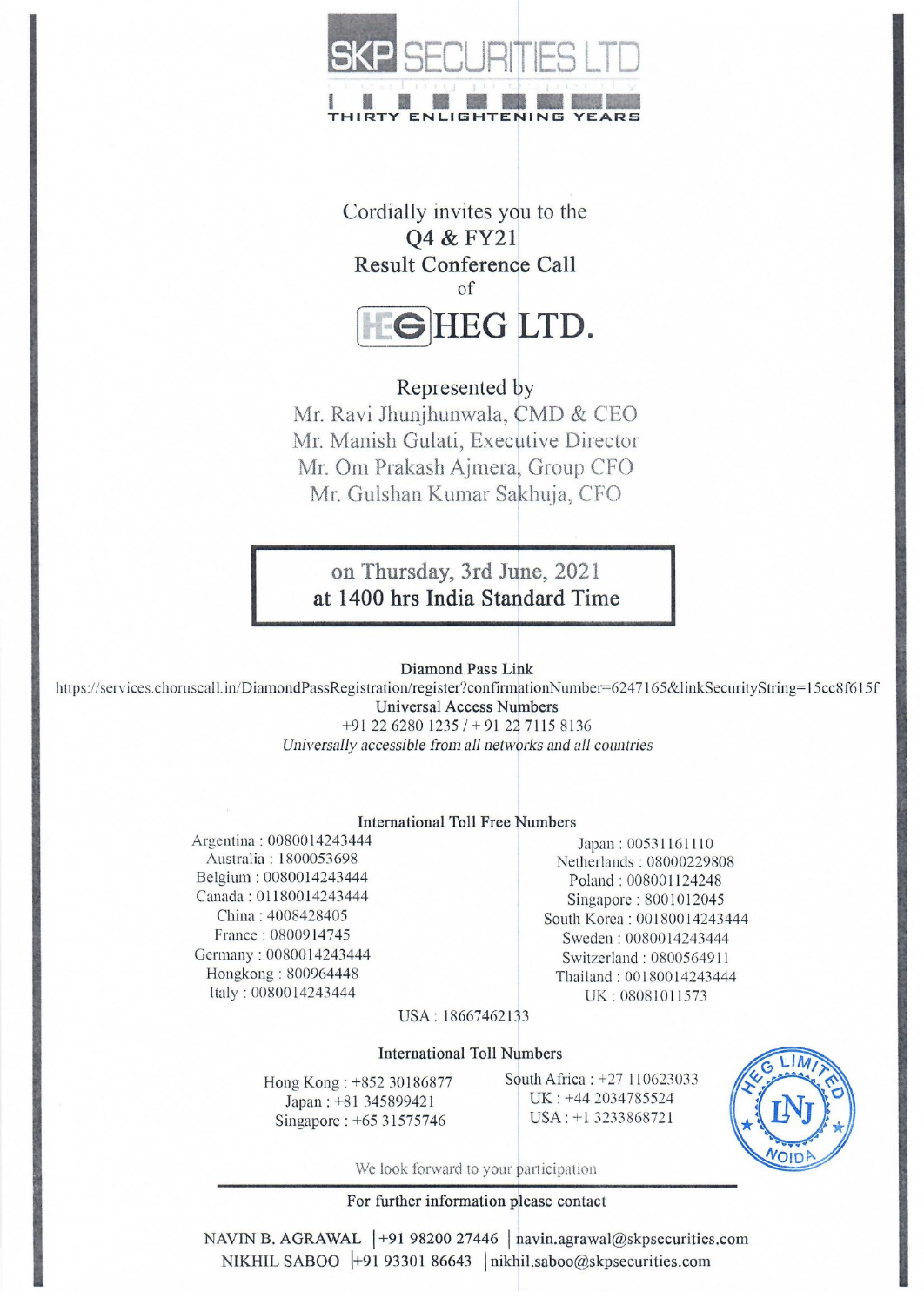SKP SECURITIES LTD

THIRTY ENLIGHTENING YEARS

Cordially invites you to the

**Q4 & FY21**

**Result Conference Call**

of

# HEG LTD.

Represented by

Mr. Ravi Jhunjhunwala, CMD & CEO
Mr. Manish Gulati, Executive Director
Mr. Om Prakash Ajmera, Group CFO
Mr. Gulshan Kumar Sakhuja, CFO

**on Thursday, 3rd June, 2021**
**at 1400 hrs India Standard Time**

**Diamond Pass Link**

https://services.choruscall.in/DiamondPassRegistration/register?confirmationNumber=6247165&linkSecurityString=15cc8f615f

**Universal Access Numbers**

+91 22 6280 1235 / + 91 22 7115 8136

*Universally accessible from all networks and all countries*

**International Toll Free Numbers**

Argentina : 0080014243444
Australia : 1800053698
Belgium : 0080014243444
Canada : 01180014243444
China : 4008428405
France : 0800914745
Germany : 0080014243444
Hongkong : 800964448
Italy : 0080014243444
Japan : 00531161110
Netherlands : 08000229808
Poland : 008001124248
Singapore : 8001012045
South Korea : 00180014243444
Sweden : 0080014243444
Switzerland : 0800564911
Thailand : 00180014243444
UK : 08081011573
USA : 18667462133

**International Toll Numbers**

Hong Kong : +852 30186877
Japan : +81 345899421
Singapore : +65 31575746
South Africa : +27 110623033
UK : +44 2034785524
USA : +1 3233868721

We look forward to your participation

For further information please contact

NAVIN B. AGRAWAL | +91 98200 27446 | navin.agrawal@skpsecurities.com
NIKHIL SABOO | +91 93301 86643 | nikhil.saboo@skpsecurities.com